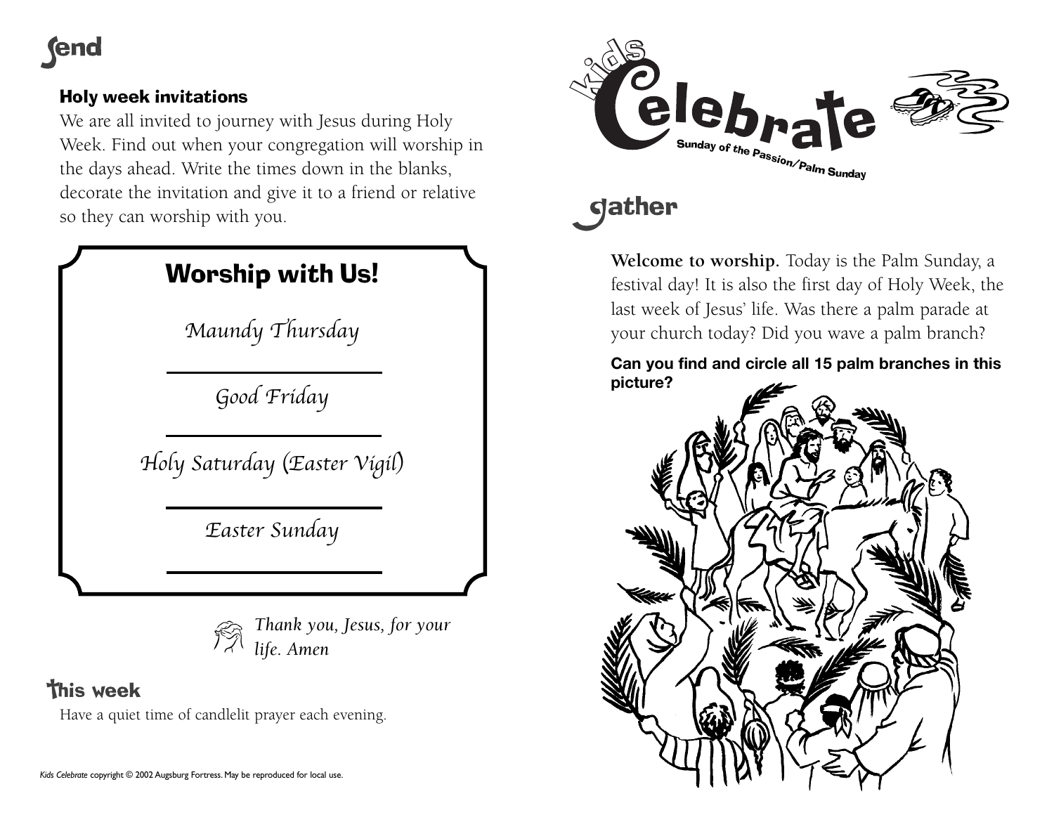## send

### Holy week invitations

We are all invited to journey with Jesus during Holy Week. Find out when your congregation will worship in the days ahead. Write the times down in the blanks, decorate the invitation and give it to a friend or relative so they can worship with you.

### Worship with Us!

*Maundy Thursday*

\_\_\_\_\_\_\_\_\_\_\_\_\_\_\_\_\_\_\_\_

*Good Friday*

\_\_\_\_\_\_\_\_\_\_\_\_\_\_\_\_\_\_\_\_

*Holy Saturday (Easter Vigil)*

\_\_\_\_\_\_\_\_\_\_\_\_\_\_\_\_\_\_\_\_

*Easter Sunday*

\_\_\_\_\_\_\_\_\_\_\_\_\_\_\_\_\_\_\_\_

*Thank you, Jesus, for your life. Amen*

## this week

Have a quiet time of candlelit prayer each evening.

*Kids Celebrate* copyright © 2002 Augsburg Fortress. May be reproduced for local use.

# kids Celebrate

Sunday of the Passion/Palm Sunday

## gather

**Welcome to worship.** Today is the Palm Sunday, a festival day! It is also the first day of Holy Week, the last week of Jesus' life. Was there a palm parade at your church today? Did you wave a palm branch?

**Can you find and circle all 15 palm branches in this picture?**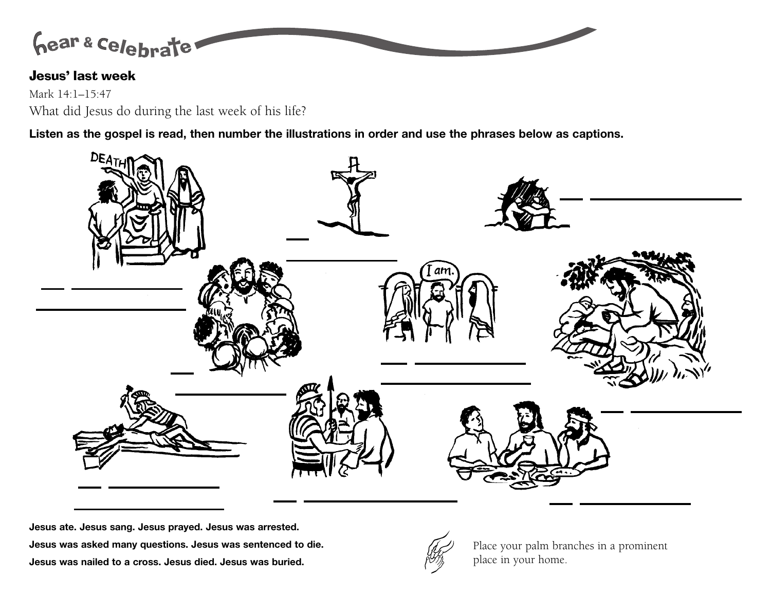hear & celebrate

## Jesus' last week

Mark 14:1–15:47

What did Jesus do during the last week of his life?

**Listen as the gospel is read, then number the illustrations in order and use the phrases below as captions.**

**Jesus ate. Jesus sang. Jesus prayed. Jesus was arrested.**

**Jesus was asked many questions. Jesus was sentenced to die.**

**Jesus was nailed to a cross. Jesus died. Jesus was buried.**

Place your palm branches in a prominent place in your home.